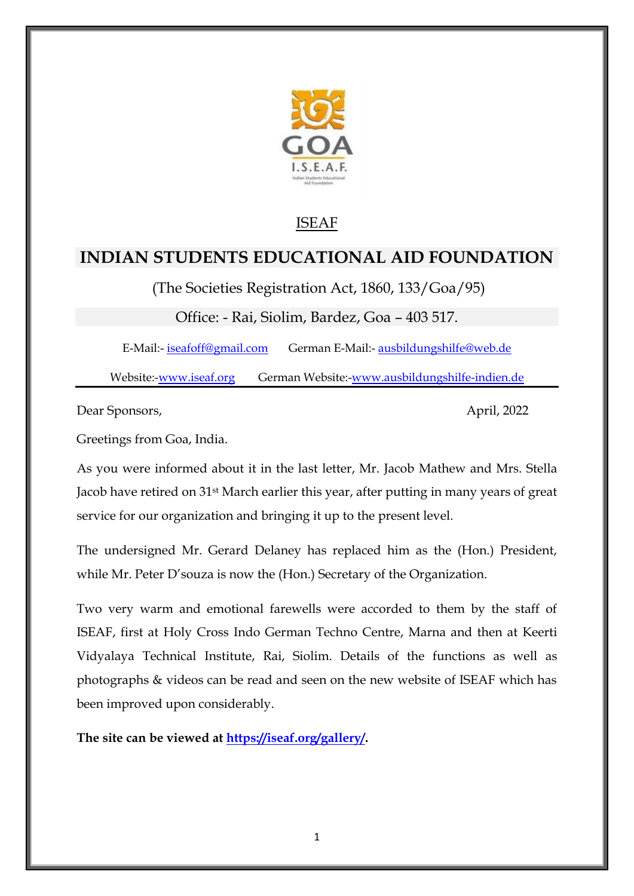ISEAF

# INDIAN STUDENTS EDUCATIONAL AID FOUNDATION

(The Societies Registration Act, 1860, 133/Goa/95)

Office: - Rai, Siolim, Bardez, Goa – 403 517.

E-Mail:- iseafoff@gmail.com German E-Mail:- ausbildungshilfe@web.de

Website:-www.iseaf.org German Website:-www.ausbildungshilfe-indien.de

---

Dear Sponsors, April, 2022

Greetings from Goa, India.

As you were informed about it in the last letter, Mr. Jacob Mathew and Mrs. Stella Jacob have retired on 31st March earlier this year, after putting in many years of great service for our organization and bringing it up to the present level.

The undersigned Mr. Gerard Delaney has replaced him as the (Hon.) President, while Mr. Peter D'souza is now the (Hon.) Secretary of the Organization.

Two very warm and emotional farewells were accorded to them by the staff of ISEAF, first at Holy Cross Indo German Techno Centre, Marna and then at Keerti Vidyalaya Technical Institute, Rai, Siolim. Details of the functions as well as photographs & videos can be read and seen on the new website of ISEAF which has been improved upon considerably.

**The site can be viewed at https://iseaf.org/gallery/.**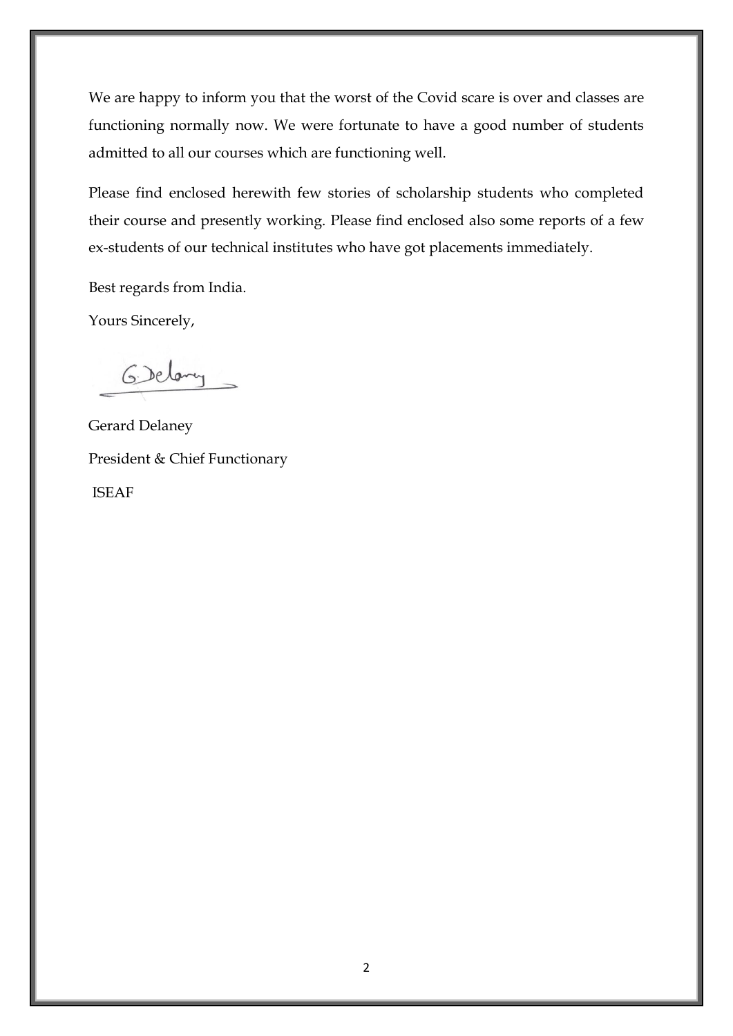We are happy to inform you that the worst of the Covid scare is over and classes are functioning normally now. We were fortunate to have a good number of students admitted to all our courses which are functioning well.

Please find enclosed herewith few stories of scholarship students who completed their course and presently working. Please find enclosed also some reports of a few ex-students of our technical institutes who have got placements immediately.

Best regards from India.

Yours Sincerely,

G. Delaney

Gerard Delaney

President & Chief Functionary

ISEAF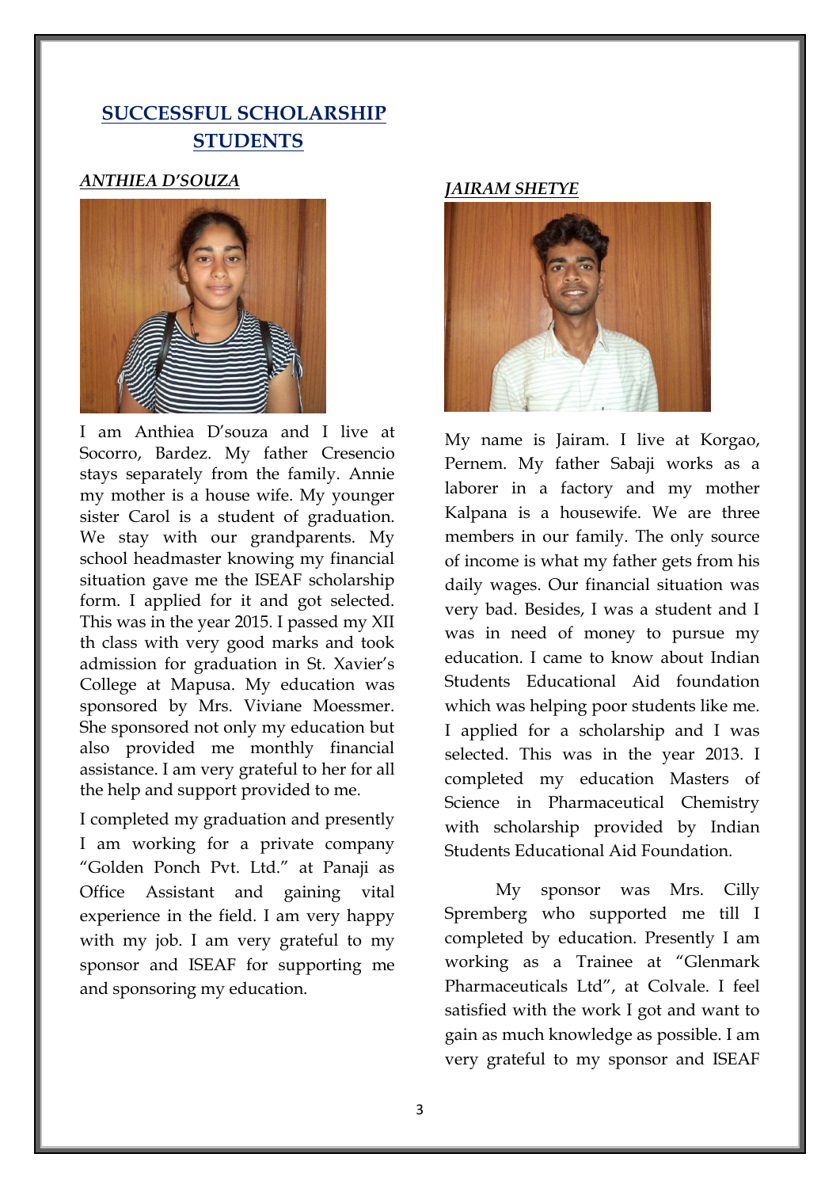## SUCCESSFUL SCHOLARSHIP STUDENTS

### *ANTHIEA D'SOUZA*

I am Anthiea D'souza and I live at Socorro, Bardez. My father Cresencio stays separately from the family. Annie my mother is a house wife. My younger sister Carol is a student of graduation. We stay with our grandparents. My school headmaster knowing my financial situation gave me the ISEAF scholarship form. I applied for it and got selected. This was in the year 2015. I passed my XII th class with very good marks and took admission for graduation in St. Xavier's College at Mapusa. My education was sponsored by Mrs. Viviane Moessmer. She sponsored not only my education but also provided me monthly financial assistance. I am very grateful to her for all the help and support provided to me.

I completed my graduation and presently I am working for a private company "Golden Ponch Pvt. Ltd." at Panaji as Office Assistant and gaining vital experience in the field. I am very happy with my job. I am very grateful to my sponsor and ISEAF for supporting me and sponsoring my education.

### *JAIRAM SHETYE*

My name is Jairam. I live at Korgao, Pernem. My father Sabaji works as a laborer in a factory and my mother Kalpana is a housewife. We are three members in our family. The only source of income is what my father gets from his daily wages. Our financial situation was very bad. Besides, I was a student and I was in need of money to pursue my education. I came to know about Indian Students Educational Aid foundation which was helping poor students like me. I applied for a scholarship and I was selected. This was in the year 2013. I completed my education Masters of Science in Pharmaceutical Chemistry with scholarship provided by Indian Students Educational Aid Foundation.

My sponsor was Mrs. Cilly Spremberg who supported me till I completed by education. Presently I am working as a Trainee at "Glenmark Pharmaceuticals Ltd", at Colvale. I feel satisfied with the work I got and want to gain as much knowledge as possible. I am very grateful to my sponsor and ISEAF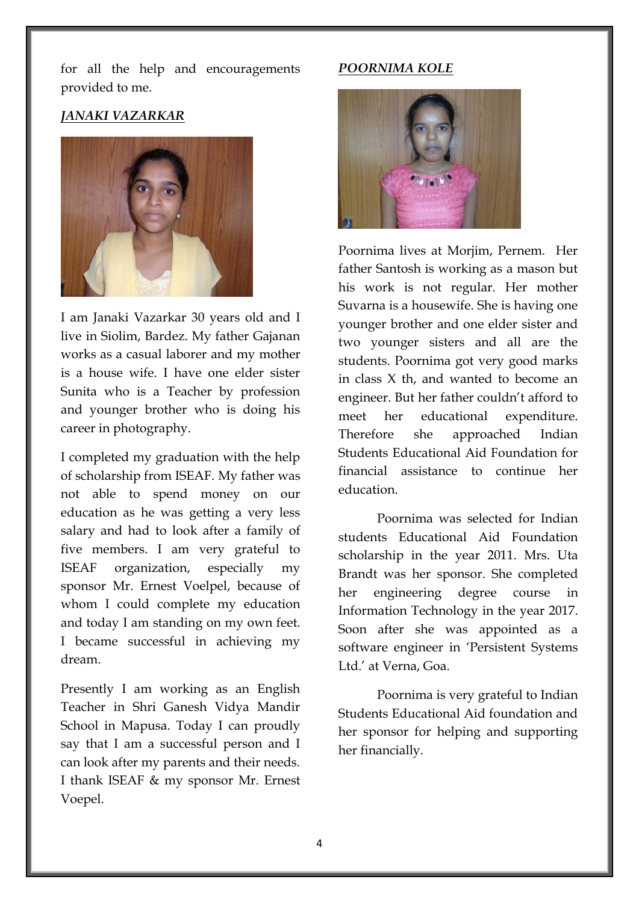for all the help and encouragements provided to me.

***JANAKI VAZARKAR***

I am Janaki Vazarkar 30 years old and I live in Siolim, Bardez. My father Gajanan works as a casual laborer and my mother is a house wife. I have one elder sister Sunita who is a Teacher by profession and younger brother who is doing his career in photography.

I completed my graduation with the help of scholarship from ISEAF. My father was not able to spend money on our education as he was getting a very less salary and had to look after a family of five members. I am very grateful to ISEAF organization, especially my sponsor Mr. Ernest Voelpel, because of whom I could complete my education and today I am standing on my own feet. I became successful in achieving my dream.

Presently I am working as an English Teacher in Shri Ganesh Vidya Mandir School in Mapusa. Today I can proudly say that I am a successful person and I can look after my parents and their needs. I thank ISEAF & my sponsor Mr. Ernest Voepel.

***POORNIMA KOLE***

Poornima lives at Morjim, Pernem. Her father Santosh is working as a mason but his work is not regular. Her mother Suvarna is a housewife. She is having one younger brother and one elder sister and two younger sisters and all are the students. Poornima got very good marks in class X th, and wanted to become an engineer. But her father couldn't afford to meet her educational expenditure. Therefore she approached Indian Students Educational Aid Foundation for financial assistance to continue her education.

Poornima was selected for Indian students Educational Aid Foundation scholarship in the year 2011. Mrs. Uta Brandt was her sponsor. She completed her engineering degree course in Information Technology in the year 2017. Soon after she was appointed as a software engineer in 'Persistent Systems Ltd.' at Verna, Goa.

Poornima is very grateful to Indian Students Educational Aid foundation and her sponsor for helping and supporting her financially.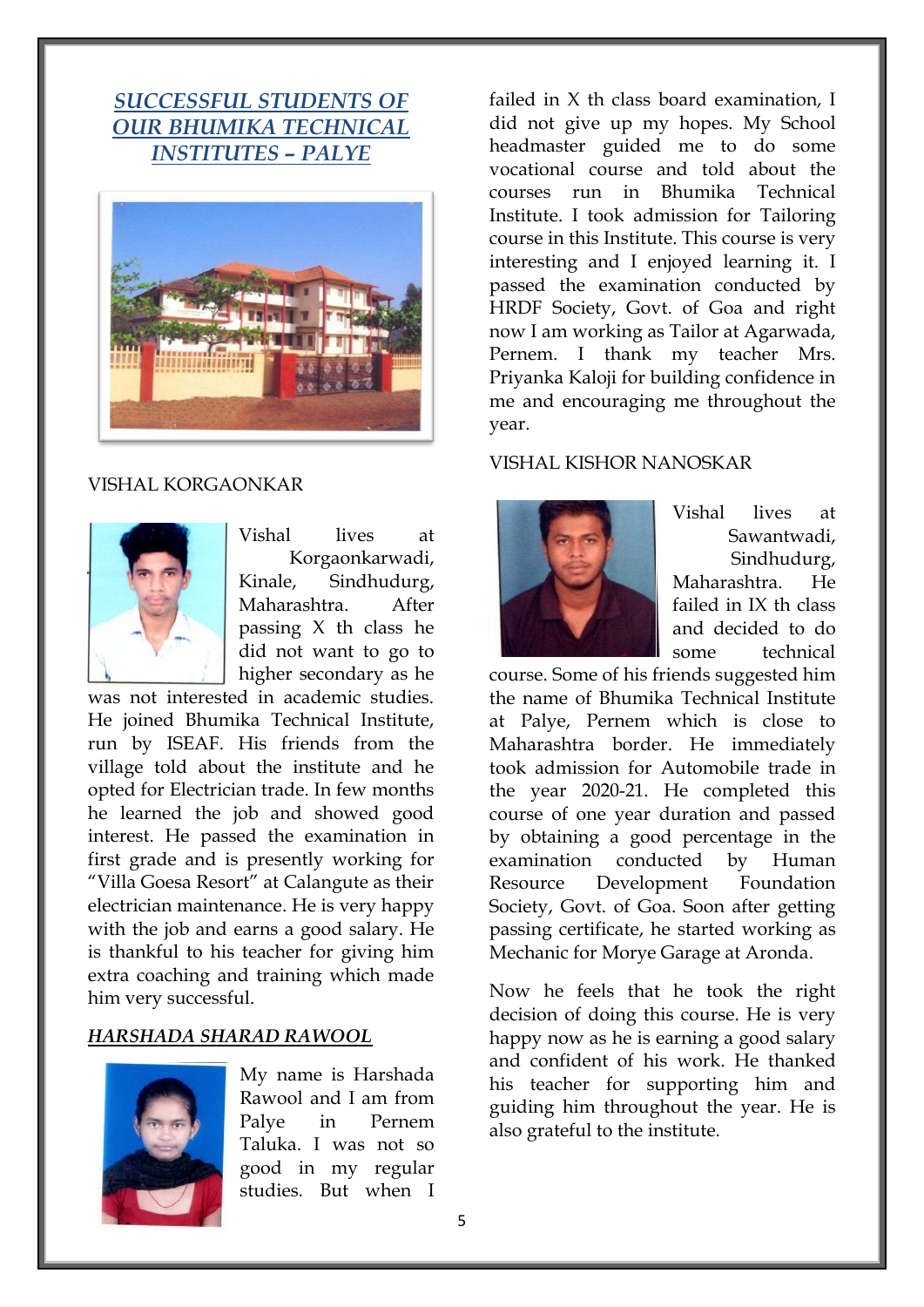## *SUCCESSFUL STUDENTS OF OUR BHUMIKA TECHNICAL INSTITUTES – PALYE*

VISHAL KORGAONKAR

Vishal lives at Korgaonkarwadi, Kinale, Sindhudurg, Maharashtra. After passing X th class he did not want to go to higher secondary as he was not interested in academic studies. He joined Bhumika Technical Institute, run by ISEAF. His friends from the village told about the institute and he opted for Electrician trade. In few months he learned the job and showed good interest. He passed the examination in first grade and is presently working for "Villa Goesa Resort" at Calangute as their electrician maintenance. He is very happy with the job and earns a good salary. He is thankful to his teacher for giving him extra coaching and training which made him very successful.

***HARSHADA SHARAD RAWOOL***

My name is Harshada Rawool and I am from Palye in Pernem Taluka. I was not so good in my regular studies. But when I failed in X th class board examination, I did not give up my hopes. My School headmaster guided me to do some vocational course and told about the courses run in Bhumika Technical Institute. I took admission for Tailoring course in this Institute. This course is very interesting and I enjoyed learning it. I passed the examination conducted by HRDF Society, Govt. of Goa and right now I am working as Tailor at Agarwada, Pernem. I thank my teacher Mrs. Priyanka Kaloji for building confidence in me and encouraging me throughout the year.

VISHAL KISHOR NANOSKAR

Vishal lives at Sawantwadi, Sindhudurg, Maharashtra. He failed in IX th class and decided to do some technical course. Some of his friends suggested him the name of Bhumika Technical Institute at Palye, Pernem which is close to Maharashtra border. He immediately took admission for Automobile trade in the year 2020-21. He completed this course of one year duration and passed by obtaining a good percentage in the examination conducted by Human Resource Development Foundation Society, Govt. of Goa. Soon after getting passing certificate, he started working as Mechanic for Morye Garage at Aronda.

Now he feels that he took the right decision of doing this course. He is very happy now as he is earning a good salary and confident of his work. He thanked his teacher for supporting him and guiding him throughout the year. He is also grateful to the institute.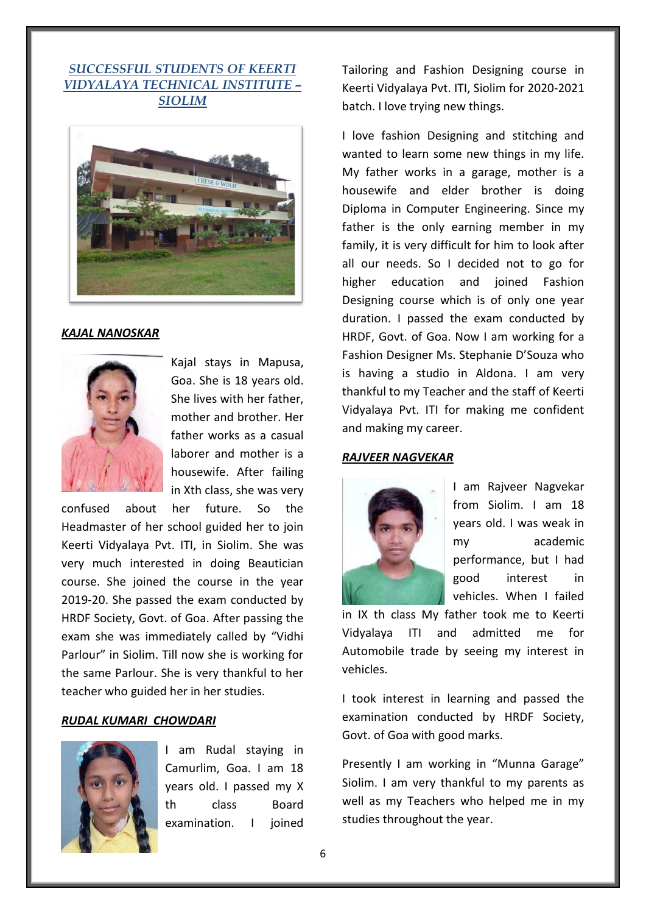## *SUCCESSFUL STUDENTS OF KEERTI VIDYALAYA TECHNICAL INSTITUTE – SIOLIM*

### *KAJAL NANOSKAR*

Kajal stays in Mapusa, Goa. She is 18 years old. She lives with her father, mother and brother. Her father works as a casual laborer and mother is a housewife. After failing in Xth class, she was very confused about her future. So the Headmaster of her school guided her to join Keerti Vidyalaya Pvt. ITI, in Siolim. She was very much interested in doing Beautician course. She joined the course in the year 2019-20. She passed the exam conducted by HRDF Society, Govt. of Goa. After passing the exam she was immediately called by "Vidhi Parlour" in Siolim. Till now she is working for the same Parlour. She is very thankful to her teacher who guided her in her studies.

### *RUDAL KUMARI CHOWDARI*

I am Rudal staying in Camurlim, Goa. I am 18 years old. I passed my X th class Board examination. I joined Tailoring and Fashion Designing course in Keerti Vidyalaya Pvt. ITI, Siolim for 2020-2021 batch. I love trying new things.

I love fashion Designing and stitching and wanted to learn some new things in my life. My father works in a garage, mother is a housewife and elder brother is doing Diploma in Computer Engineering. Since my father is the only earning member in my family, it is very difficult for him to look after all our needs. So I decided not to go for higher education and joined Fashion Designing course which is of only one year duration. I passed the exam conducted by HRDF, Govt. of Goa. Now I am working for a Fashion Designer Ms. Stephanie D'Souza who is having a studio in Aldona. I am very thankful to my Teacher and the staff of Keerti Vidyalaya Pvt. ITI for making me confident and making my career.

### *RAJVEER NAGVEKAR*

I am Rajveer Nagvekar from Siolim. I am 18 years old. I was weak in my academic performance, but I had good interest in vehicles. When I failed in IX th class My father took me to Keerti Vidyalaya ITI and admitted me for Automobile trade by seeing my interest in vehicles.

I took interest in learning and passed the examination conducted by HRDF Society, Govt. of Goa with good marks.

Presently I am working in "Munna Garage" Siolim. I am very thankful to my parents as well as my Teachers who helped me in my studies throughout the year.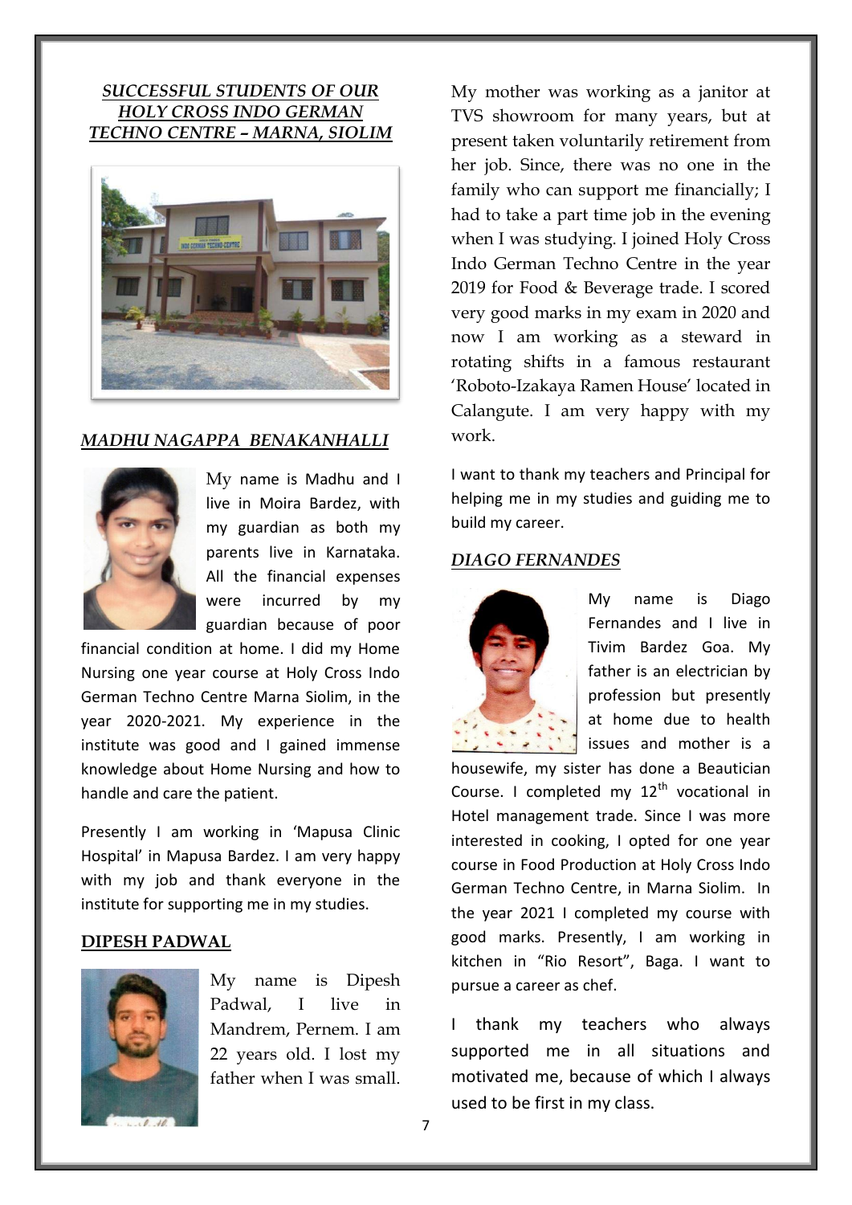## *SUCCESSFUL STUDENTS OF OUR HOLY CROSS INDO GERMAN TECHNO CENTRE – MARNA, SIOLIM*

### *MADHU NAGAPPA BENAKANHALLI*

My name is Madhu and I live in Moira Bardez, with my guardian as both my parents live in Karnataka. All the financial expenses were incurred by my guardian because of poor financial condition at home. I did my Home Nursing one year course at Holy Cross Indo German Techno Centre Marna Siolim, in the year 2020-2021. My experience in the institute was good and I gained immense knowledge about Home Nursing and how to handle and care the patient.

Presently I am working in 'Mapusa Clinic Hospital' in Mapusa Bardez. I am very happy with my job and thank everyone in the institute for supporting me in my studies.

### DIPESH PADWAL

My name is Dipesh Padwal, I live in Mandrem, Pernem. I am 22 years old. I lost my father when I was small. My mother was working as a janitor at TVS showroom for many years, but at present taken voluntarily retirement from her job. Since, there was no one in the family who can support me financially; I had to take a part time job in the evening when I was studying. I joined Holy Cross Indo German Techno Centre in the year 2019 for Food & Beverage trade. I scored very good marks in my exam in 2020 and now I am working as a steward in rotating shifts in a famous restaurant 'Roboto-Izakaya Ramen House' located in Calangute. I am very happy with my work.

I want to thank my teachers and Principal for helping me in my studies and guiding me to build my career.

### *DIAGO FERNANDES*

My name is Diago Fernandes and I live in Tivim Bardez Goa. My father is an electrician by profession but presently at home due to health issues and mother is a housewife, my sister has done a Beautician Course. I completed my 12th vocational in Hotel management trade. Since I was more interested in cooking, I opted for one year course in Food Production at Holy Cross Indo German Techno Centre, in Marna Siolim. In the year 2021 I completed my course with good marks. Presently, I am working in kitchen in "Rio Resort", Baga. I want to pursue a career as chef.

I thank my teachers who always supported me in all situations and motivated me, because of which I always used to be first in my class.